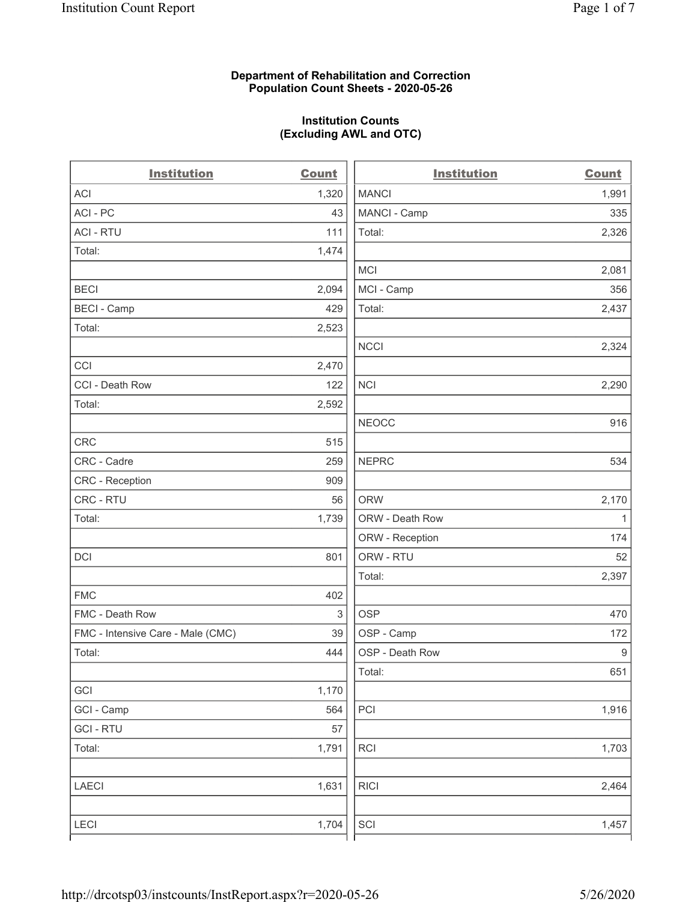**Department of Rehabilitation and Correction**
**Population Count Sheets - 2020-05-26**

**Institution Counts**
**(Excluding AWL and OTC)**

| Institution | Count |
|---|---|
| ACI | 1,320 |
| ACI - PC | 43 |
| ACI - RTU | 111 |
| Total: | 1,474 |
| | |
| BECI | 2,094 |
| BECI - Camp | 429 |
| Total: | 2,523 |
| | |
| CCI | 2,470 |
| CCI - Death Row | 122 |
| Total: | 2,592 |
| | |
| CRC | 515 |
| CRC - Cadre | 259 |
| CRC - Reception | 909 |
| CRC - RTU | 56 |
| Total: | 1,739 |
| | |
| DCI | 801 |
| | |
| FMC | 402 |
| FMC - Death Row | 3 |
| FMC - Intensive Care - Male (CMC) | 39 |
| Total: | 444 |
| | |
| GCI | 1,170 |
| GCI - Camp | 564 |
| GCI - RTU | 57 |
| Total: | 1,791 |
| | |
| LAECI | 1,631 |
| | |
| LECI | 1,704 |

| Institution | Count |
|---|---|
| MANCI | 1,991 |
| MANCI - Camp | 335 |
| Total: | 2,326 |
| | |
| MCI | 2,081 |
| MCI - Camp | 356 |
| Total: | 2,437 |
| | |
| NCCI | 2,324 |
| | |
| NCI | 2,290 |
| | |
| NEOCC | 916 |
| | |
| NEPRC | 534 |
| | |
| ORW | 2,170 |
| ORW - Death Row | 1 |
| ORW - Reception | 174 |
| ORW - RTU | 52 |
| Total: | 2,397 |
| | |
| OSP | 470 |
| OSP - Camp | 172 |
| OSP - Death Row | 9 |
| Total: | 651 |
| | |
| PCI | 1,916 |
| | |
| RCI | 1,703 |
| | |
| RICI | 2,464 |
| | |
| SCI | 1,457 |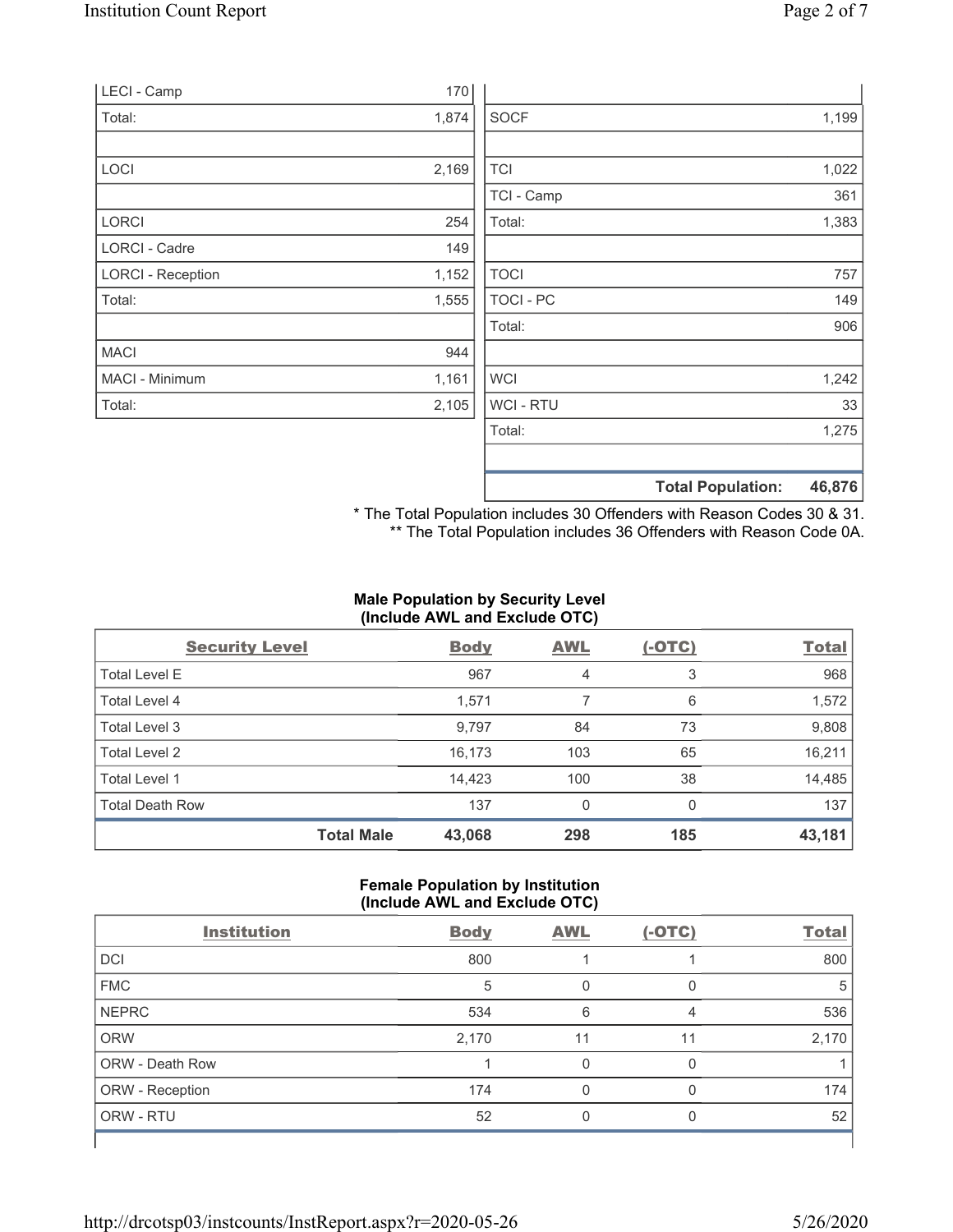| | | | |
|---|---|---|---|
| LECI - Camp | 170 | | |
| Total: | 1,874 | SOCF | 1,199 |
| | | | |
| LOCI | 2,169 | TCI | 1,022 |
| | | TCI - Camp | 361 |
| LORCI | 254 | Total: | 1,383 |
| LORCI - Cadre | 149 | | |
| LORCI - Reception | 1,152 | TOCI | 757 |
| Total: | 1,555 | TOCI - PC | 149 |
| | | Total: | 906 |
| MACI | 944 | | |
| MACI - Minimum | 1,161 | WCI | 1,242 |
| Total: | 2,105 | WCI - RTU | 33 |
| | | Total: | 1,275 |
| | | | |
| | | **Total Population:** | **46,876** |

\* The Total Population includes 30 Offenders with Reason Codes 30 & 31.
\** The Total Population includes 36 Offenders with Reason Code 0A.

**Male Population by Security Level (Include AWL and Exclude OTC)**

| Security Level | Body | AWL | (-OTC) | Total |
|---|---|---|---|---|
| Total Level E | 967 | 4 | 3 | 968 |
| Total Level 4 | 1,571 | 7 | 6 | 1,572 |
| Total Level 3 | 9,797 | 84 | 73 | 9,808 |
| Total Level 2 | 16,173 | 103 | 65 | 16,211 |
| Total Level 1 | 14,423 | 100 | 38 | 14,485 |
| Total Death Row | 137 | 0 | 0 | 137 |
| **Total Male** | **43,068** | **298** | **185** | **43,181** |

**Female Population by Institution (Include AWL and Exclude OTC)**

| Institution | Body | AWL | (-OTC) | Total |
|---|---|---|---|---|
| DCI | 800 | 1 | 1 | 800 |
| FMC | 5 | 0 | 0 | 5 |
| NEPRC | 534 | 6 | 4 | 536 |
| ORW | 2,170 | 11 | 11 | 2,170 |
| ORW - Death Row | 1 | 0 | 0 | 1 |
| ORW - Reception | 174 | 0 | 0 | 174 |
| ORW - RTU | 52 | 0 | 0 | 52 |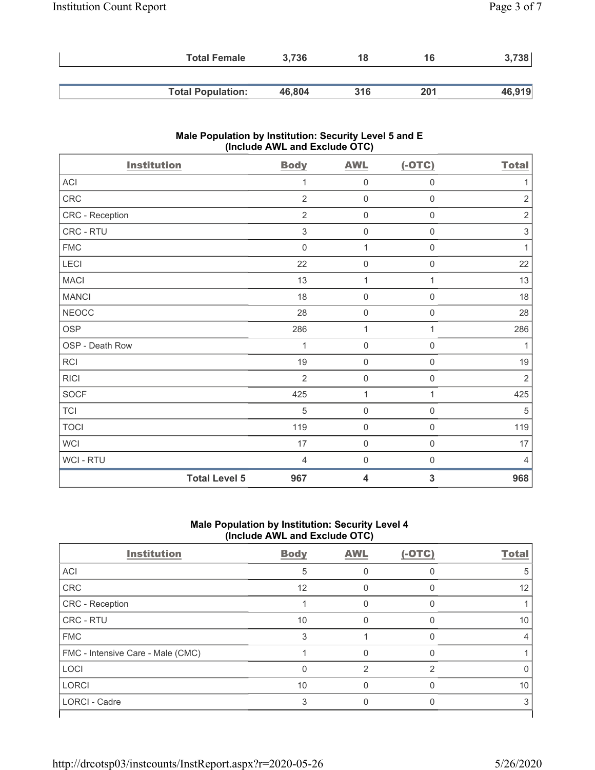| | | | | |
|---|---|---|---|---|
| **Total Female** | **3,736** | **18** | **16** | **3,738** |
| **Total Population:** | **46,804** | **316** | **201** | **46,919** |

### Male Population by Institution: Security Level 5 and E (Include AWL and Exclude OTC)

| Institution | Body | AWL | (-OTC) | Total |
|---|---|---|---|---|
| ACI | 1 | 0 | 0 | 1 |
| CRC | 2 | 0 | 0 | 2 |
| CRC - Reception | 2 | 0 | 0 | 2 |
| CRC - RTU | 3 | 0 | 0 | 3 |
| FMC | 0 | 1 | 0 | 1 |
| LECI | 22 | 0 | 0 | 22 |
| MACI | 13 | 1 | 1 | 13 |
| MANCI | 18 | 0 | 0 | 18 |
| NEOCC | 28 | 0 | 0 | 28 |
| OSP | 286 | 1 | 1 | 286 |
| OSP - Death Row | 1 | 0 | 0 | 1 |
| RCI | 19 | 0 | 0 | 19 |
| RICI | 2 | 0 | 0 | 2 |
| SOCF | 425 | 1 | 1 | 425 |
| TCI | 5 | 0 | 0 | 5 |
| TOCI | 119 | 0 | 0 | 119 |
| WCI | 17 | 0 | 0 | 17 |
| WCI - RTU | 4 | 0 | 0 | 4 |
| **Total Level 5** | **967** | **4** | **3** | **968** |

### Male Population by Institution: Security Level 4 (Include AWL and Exclude OTC)

| Institution | Body | AWL | (-OTC) | Total |
|---|---|---|---|---|
| ACI | 5 | 0 | 0 | 5 |
| CRC | 12 | 0 | 0 | 12 |
| CRC - Reception | 1 | 0 | 0 | 1 |
| CRC - RTU | 10 | 0 | 0 | 10 |
| FMC | 3 | 1 | 0 | 4 |
| FMC - Intensive Care - Male (CMC) | 1 | 0 | 0 | 1 |
| LOCI | 0 | 2 | 2 | 0 |
| LORCI | 10 | 0 | 0 | 10 |
| LORCI - Cadre | 3 | 0 | 0 | 3 |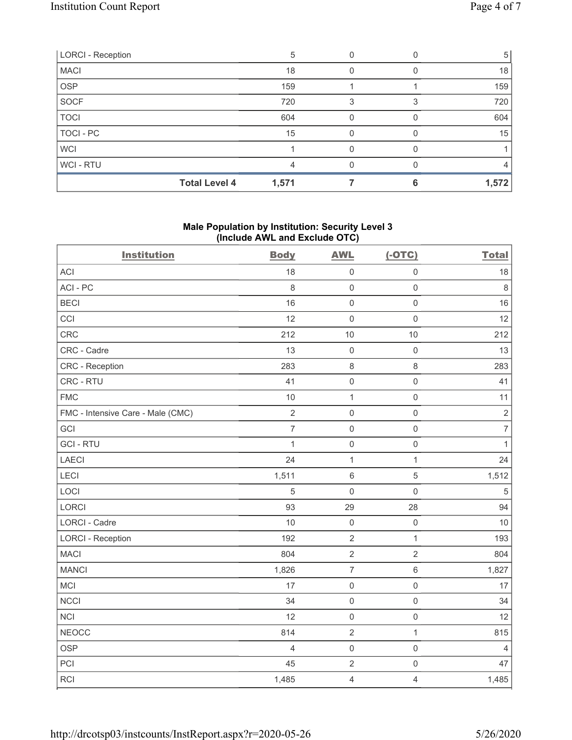| LORCI - Reception | 5 | 0 | 0 | 5 |
|---|---|---|---|---|
| MACI | 18 | 0 | 0 | 18 |
| OSP | 159 | 1 | 1 | 159 |
| SOCF | 720 | 3 | 3 | 720 |
| TOCI | 604 | 0 | 0 | 604 |
| TOCI - PC | 15 | 0 | 0 | 15 |
| WCI | 1 | 0 | 0 | 1 |
| WCI - RTU | 4 | 0 | 0 | 4 |
| **Total Level 4** | **1,571** | **7** | **6** | **1,572** |

## Male Population by Institution: Security Level 3 (Include AWL and Exclude OTC)

| Institution | Body | AWL | (-OTC) | Total |
|---|---|---|---|---|
| ACI | 18 | 0 | 0 | 18 |
| ACI - PC | 8 | 0 | 0 | 8 |
| BECI | 16 | 0 | 0 | 16 |
| CCI | 12 | 0 | 0 | 12 |
| CRC | 212 | 10 | 10 | 212 |
| CRC - Cadre | 13 | 0 | 0 | 13 |
| CRC - Reception | 283 | 8 | 8 | 283 |
| CRC - RTU | 41 | 0 | 0 | 41 |
| FMC | 10 | 1 | 0 | 11 |
| FMC - Intensive Care - Male (CMC) | 2 | 0 | 0 | 2 |
| GCI | 7 | 0 | 0 | 7 |
| GCI - RTU | 1 | 0 | 0 | 1 |
| LAECI | 24 | 1 | 1 | 24 |
| LECI | 1,511 | 6 | 5 | 1,512 |
| LOCI | 5 | 0 | 0 | 5 |
| LORCI | 93 | 29 | 28 | 94 |
| LORCI - Cadre | 10 | 0 | 0 | 10 |
| LORCI - Reception | 192 | 2 | 1 | 193 |
| MACI | 804 | 2 | 2 | 804 |
| MANCI | 1,826 | 7 | 6 | 1,827 |
| MCI | 17 | 0 | 0 | 17 |
| NCCI | 34 | 0 | 0 | 34 |
| NCI | 12 | 0 | 0 | 12 |
| NEOCC | 814 | 2 | 1 | 815 |
| OSP | 4 | 0 | 0 | 4 |
| PCI | 45 | 2 | 0 | 47 |
| RCI | 1,485 | 4 | 4 | 1,485 |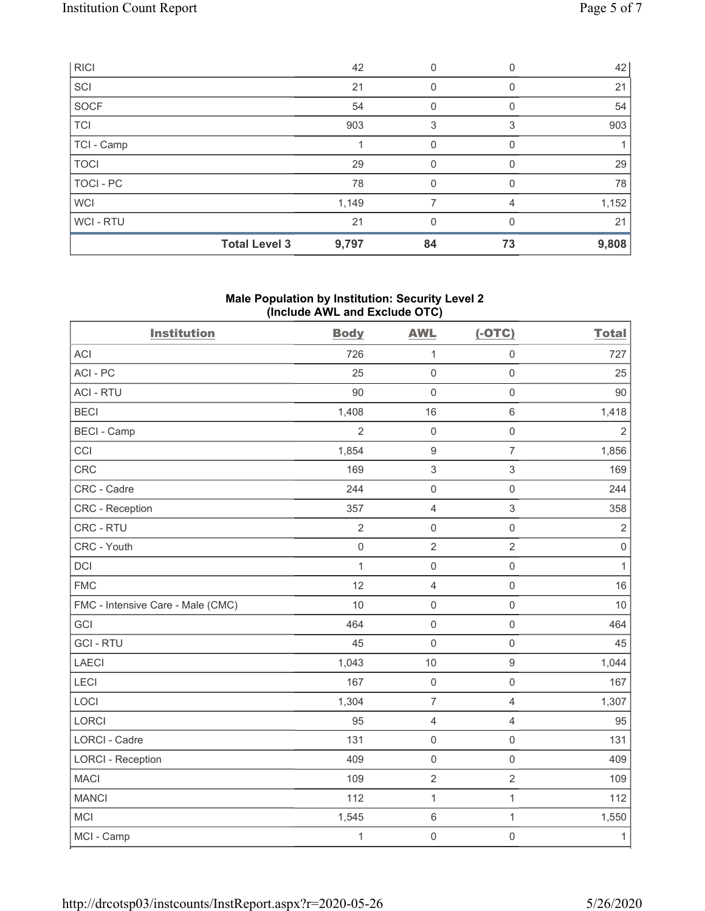| RICI | 42 | 0 | 0 | 42 |
|---|---|---|---|---|
| SCI | 21 | 0 | 0 | 21 |
| SOCF | 54 | 0 | 0 | 54 |
| TCI | 903 | 3 | 3 | 903 |
| TCI - Camp | 1 | 0 | 0 | 1 |
| TOCI | 29 | 0 | 0 | 29 |
| TOCI - PC | 78 | 0 | 0 | 78 |
| WCI | 1,149 | 7 | 4 | 1,152 |
| WCI - RTU | 21 | 0 | 0 | 21 |
| **Total Level 3** | **9,797** | **84** | **73** | **9,808** |

**Male Population by Institution: Security Level 2 (Include AWL and Exclude OTC)**

| Institution | Body | AWL | (-OTC) | Total |
|---|---|---|---|---|
| ACI | 726 | 1 | 0 | 727 |
| ACI - PC | 25 | 0 | 0 | 25 |
| ACI - RTU | 90 | 0 | 0 | 90 |
| BECI | 1,408 | 16 | 6 | 1,418 |
| BECI - Camp | 2 | 0 | 0 | 2 |
| CCI | 1,854 | 9 | 7 | 1,856 |
| CRC | 169 | 3 | 3 | 169 |
| CRC - Cadre | 244 | 0 | 0 | 244 |
| CRC - Reception | 357 | 4 | 3 | 358 |
| CRC - RTU | 2 | 0 | 0 | 2 |
| CRC - Youth | 0 | 2 | 2 | 0 |
| DCI | 1 | 0 | 0 | 1 |
| FMC | 12 | 4 | 0 | 16 |
| FMC - Intensive Care - Male (CMC) | 10 | 0 | 0 | 10 |
| GCI | 464 | 0 | 0 | 464 |
| GCI - RTU | 45 | 0 | 0 | 45 |
| LAECI | 1,043 | 10 | 9 | 1,044 |
| LECI | 167 | 0 | 0 | 167 |
| LOCI | 1,304 | 7 | 4 | 1,307 |
| LORCI | 95 | 4 | 4 | 95 |
| LORCI - Cadre | 131 | 0 | 0 | 131 |
| LORCI - Reception | 409 | 0 | 0 | 409 |
| MACI | 109 | 2 | 2 | 109 |
| MANCI | 112 | 1 | 1 | 112 |
| MCI | 1,545 | 6 | 1 | 1,550 |
| MCI - Camp | 1 | 0 | 0 | 1 |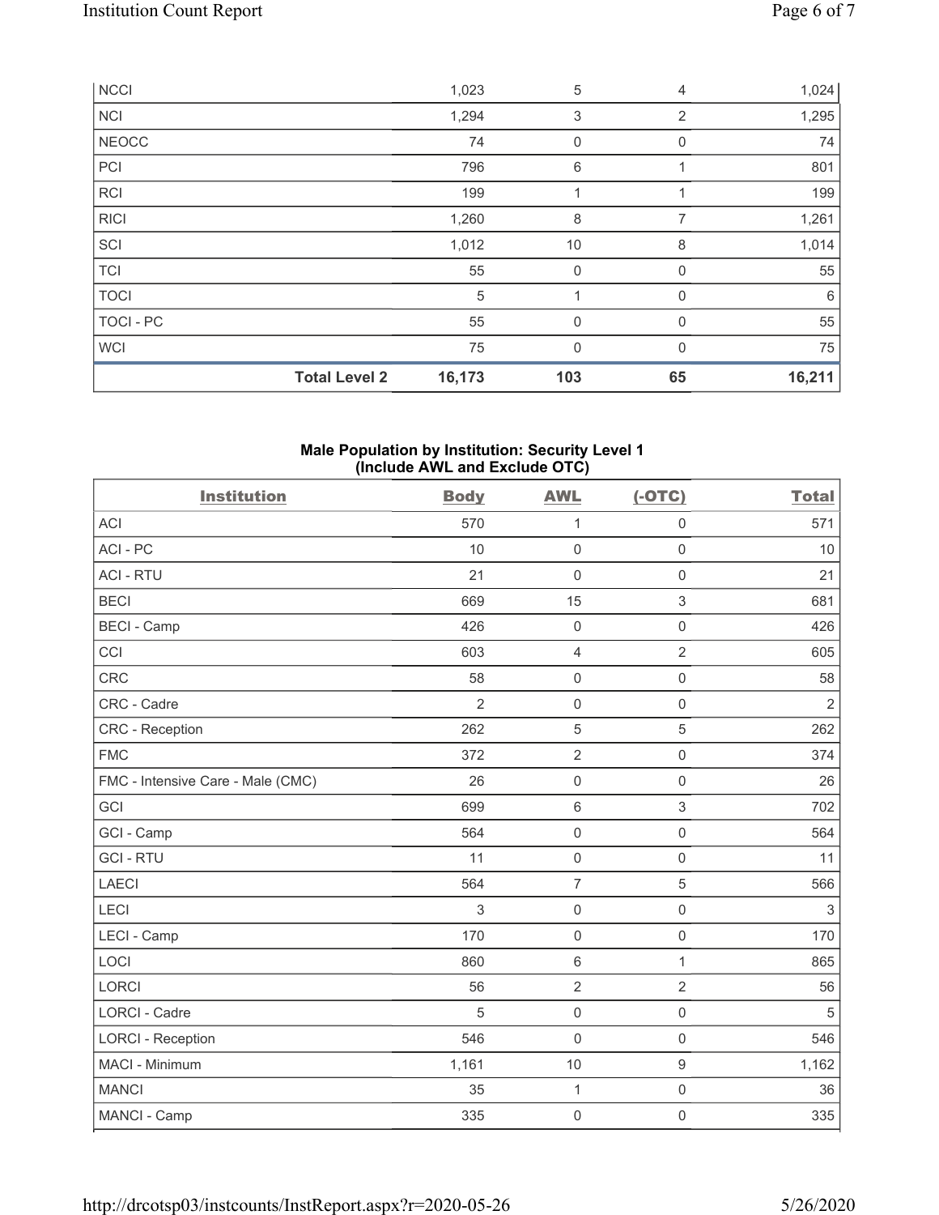| NCCI | | 1,023 | 5 | 4 | 1,024 |
|---|---|---|---|---|---|
| NCI | | 1,294 | 3 | 2 | 1,295 |
| NEOCC | | 74 | 0 | 0 | 74 |
| PCI | | 796 | 6 | 1 | 801 |
| RCI | | 199 | 1 | 1 | 199 |
| RICI | | 1,260 | 8 | 7 | 1,261 |
| SCI | | 1,012 | 10 | 8 | 1,014 |
| TCI | | 55 | 0 | 0 | 55 |
| TOCI | | 5 | 1 | 0 | 6 |
| TOCI - PC | | 55 | 0 | 0 | 55 |
| WCI | | 75 | 0 | 0 | 75 |
| | **Total Level 2** | **16,173** | **103** | **65** | **16,211** |

## Male Population by Institution: Security Level 1 (Include AWL and Exclude OTC)

| Institution | Body | AWL | (-OTC) | Total |
|---|---|---|---|---|
| ACI | 570 | 1 | 0 | 571 |
| ACI - PC | 10 | 0 | 0 | 10 |
| ACI - RTU | 21 | 0 | 0 | 21 |
| BECI | 669 | 15 | 3 | 681 |
| BECI - Camp | 426 | 0 | 0 | 426 |
| CCI | 603 | 4 | 2 | 605 |
| CRC | 58 | 0 | 0 | 58 |
| CRC - Cadre | 2 | 0 | 0 | 2 |
| CRC - Reception | 262 | 5 | 5 | 262 |
| FMC | 372 | 2 | 0 | 374 |
| FMC - Intensive Care - Male (CMC) | 26 | 0 | 0 | 26 |
| GCI | 699 | 6 | 3 | 702 |
| GCI - Camp | 564 | 0 | 0 | 564 |
| GCI - RTU | 11 | 0 | 0 | 11 |
| LAECI | 564 | 7 | 5 | 566 |
| LECI | 3 | 0 | 0 | 3 |
| LECI - Camp | 170 | 0 | 0 | 170 |
| LOCI | 860 | 6 | 1 | 865 |
| LORCI | 56 | 2 | 2 | 56 |
| LORCI - Cadre | 5 | 0 | 0 | 5 |
| LORCI - Reception | 546 | 0 | 0 | 546 |
| MACI - Minimum | 1,161 | 10 | 9 | 1,162 |
| MANCI | 35 | 1 | 0 | 36 |
| MANCI - Camp | 335 | 0 | 0 | 335 |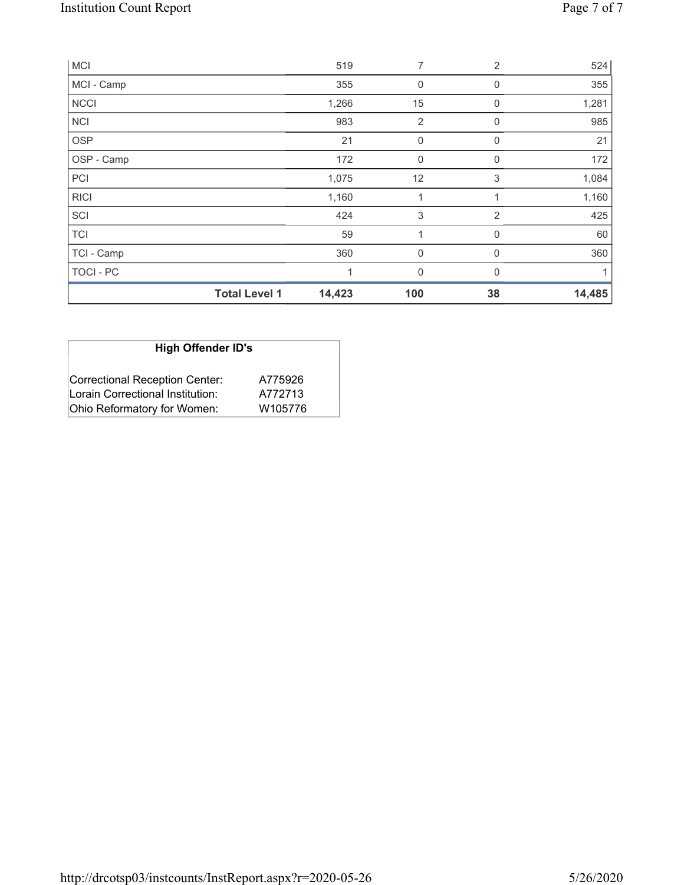| | | | | |
|---|---|---|---|---|
| MCI | 519 | 7 | 2 | 524 |
| MCI - Camp | 355 | 0 | 0 | 355 |
| NCCI | 1,266 | 15 | 0 | 1,281 |
| NCI | 983 | 2 | 0 | 985 |
| OSP | 21 | 0 | 0 | 21 |
| OSP - Camp | 172 | 0 | 0 | 172 |
| PCI | 1,075 | 12 | 3 | 1,084 |
| RICI | 1,160 | 1 | 1 | 1,160 |
| SCI | 424 | 3 | 2 | 425 |
| TCI | 59 | 1 | 0 | 60 |
| TCI - Camp | 360 | 0 | 0 | 360 |
| TOCI - PC | 1 | 0 | 0 | 1 |
| **Total Level 1** | **14,423** | **100** | **38** | **14,485** |

| High Offender ID's | |
|---|---|
| Correctional Reception Center: | A775926 |
| Lorain Correctional Institution: | A772713 |
| Ohio Reformatory for Women: | W105776 |